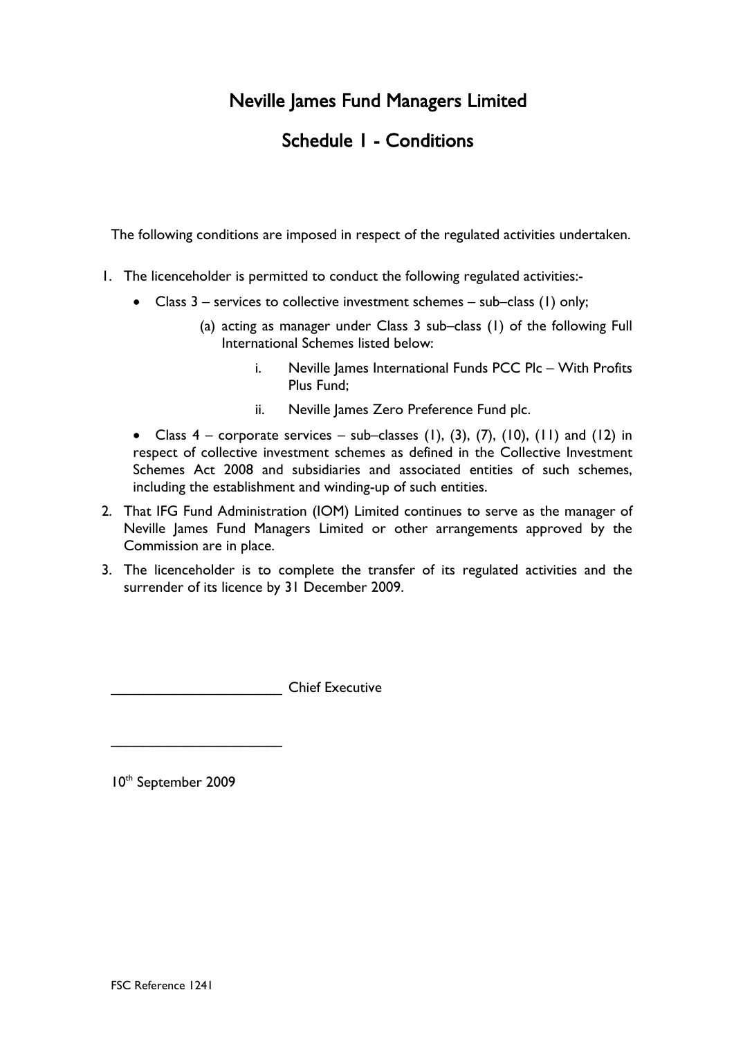# Neville James Fund Managers Limited

## Schedule 1 - Conditions

The following conditions are imposed in respect of the regulated activities undertaken.

1. The licenceholder is permitted to conduct the following regulated activities:-
   - Class 3 – services to collective investment schemes – sub–class (1) only;
     - (a) acting as manager under Class 3 sub–class (1) of the following Full International Schemes listed below:
       - i. Neville James International Funds PCC Plc – With Profits Plus Fund;
       - ii. Neville James Zero Preference Fund plc.
   - Class 4 – corporate services – sub–classes (1), (3), (7), (10), (11) and (12) in respect of collective investment schemes as defined in the Collective Investment Schemes Act 2008 and subsidiaries and associated entities of such schemes, including the establishment and winding-up of such entities.
2. That IFG Fund Administration (IOM) Limited continues to serve as the manager of Neville James Fund Managers Limited or other arrangements approved by the Commission are in place.
3. The licenceholder is to complete the transfer of its regulated activities and the surrender of its licence by 31 December 2009.

______________________ Chief Executive

______________________

10th September 2009

FSC Reference 1241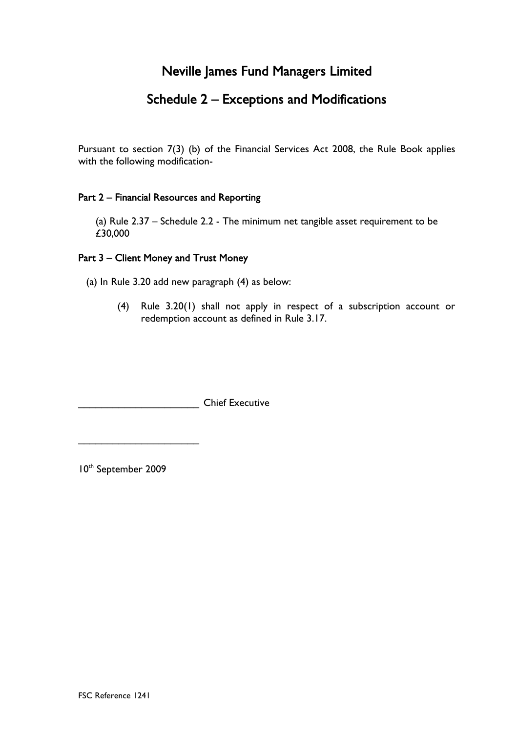# Neville James Fund Managers Limited

## Schedule 2 – Exceptions and Modifications

Pursuant to section 7(3) (b) of the Financial Services Act 2008, the Rule Book applies with the following modification-

### Part 2 – Financial Resources and Reporting

(a) Rule 2.37 – Schedule 2.2 - The minimum net tangible asset requirement to be £30,000

### Part 3 – Client Money and Trust Money

(a) In Rule 3.20 add new paragraph (4) as below:

(4) Rule 3.20(1) shall not apply in respect of a subscription account or redemption account as defined in Rule 3.17.

______________________ Chief Executive

______________________

10th September 2009

FSC Reference 1241